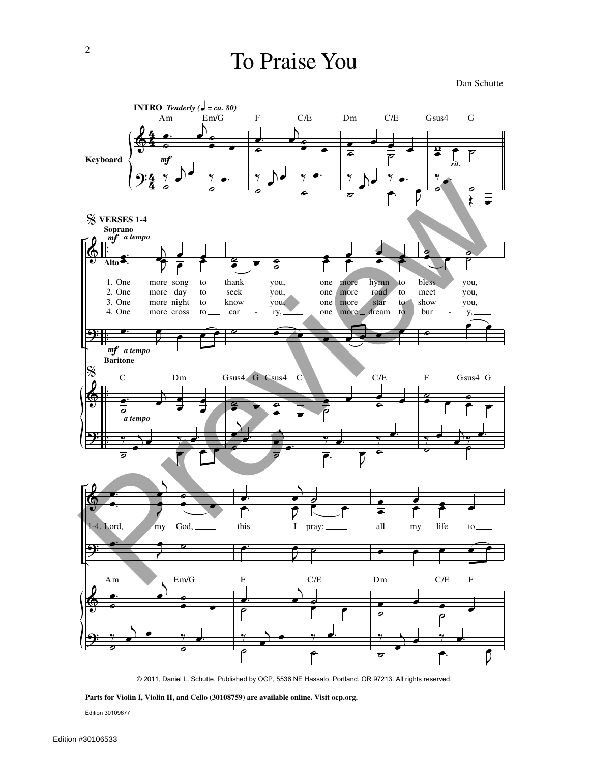# To Praise You

Dan Schutte

INTRO *Tenderly* (♩ = ca. 80)

Am Em/G F C/E Dm C/E Gsus4 G

Keyboard

VERSES 1-4

Soprano

Alto

Baritone

1. One more song to thank you, one more hymn to bless you,
2. One more day to seek you, one more road to meet you,
3. One more night to know you, one more star to show you,
4. One more cross to carry, one more dream to bury,

C Dm Gsus4 G Csus4 C C/E F Gsus4 G

1-4. Lord, my God, this I pray: all my life to

Am Em/G F C/E Dm C/E F

© 2011, Daniel L. Schutte. Published by OCP, 5536 NE Hassalo, Portland, OR 97213. All rights reserved.

**Parts for Violin I, Violin II, and Cello (30108759) are available online. Visit ocp.org.**

Edition 30109677

Edition #30106533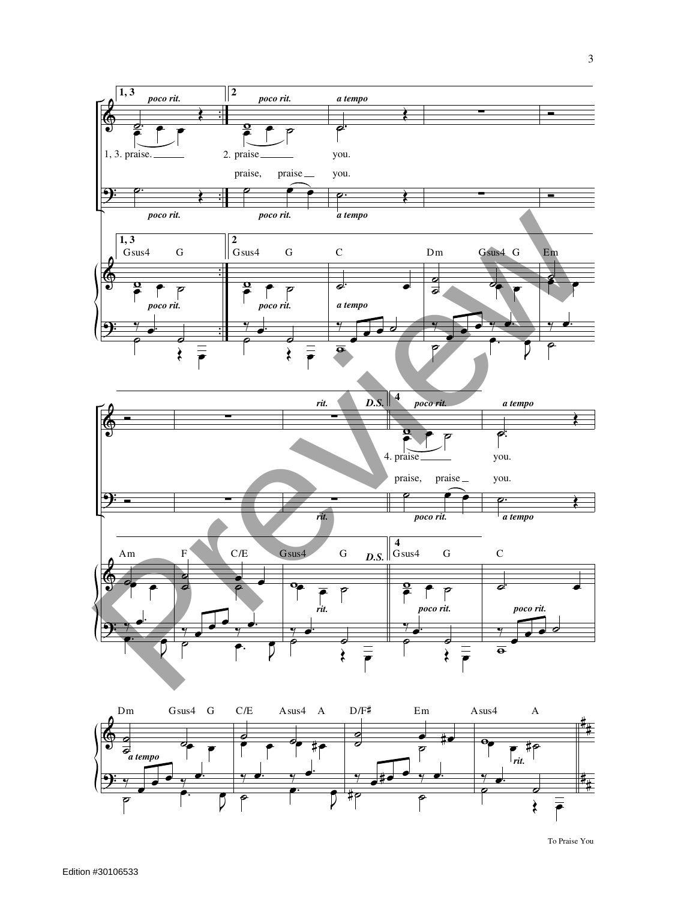1, 3 *poco rit.*

2 *poco rit.* *a tempo*

1, 3. praise.

2. praise you.

praise, praise you.

Gsus4 G Gsus4 G C Dm Gsus4 G Em

Am F C/E Gsus4 G *D.S.*

4 *poco rit.* *a tempo*

4. praise you.

praise, praise you.

Gsus4 G C

Dm Gsus4 G C/E Asus4 A D/F♯ Em Asus4 A

To Praise You

Edition #30106533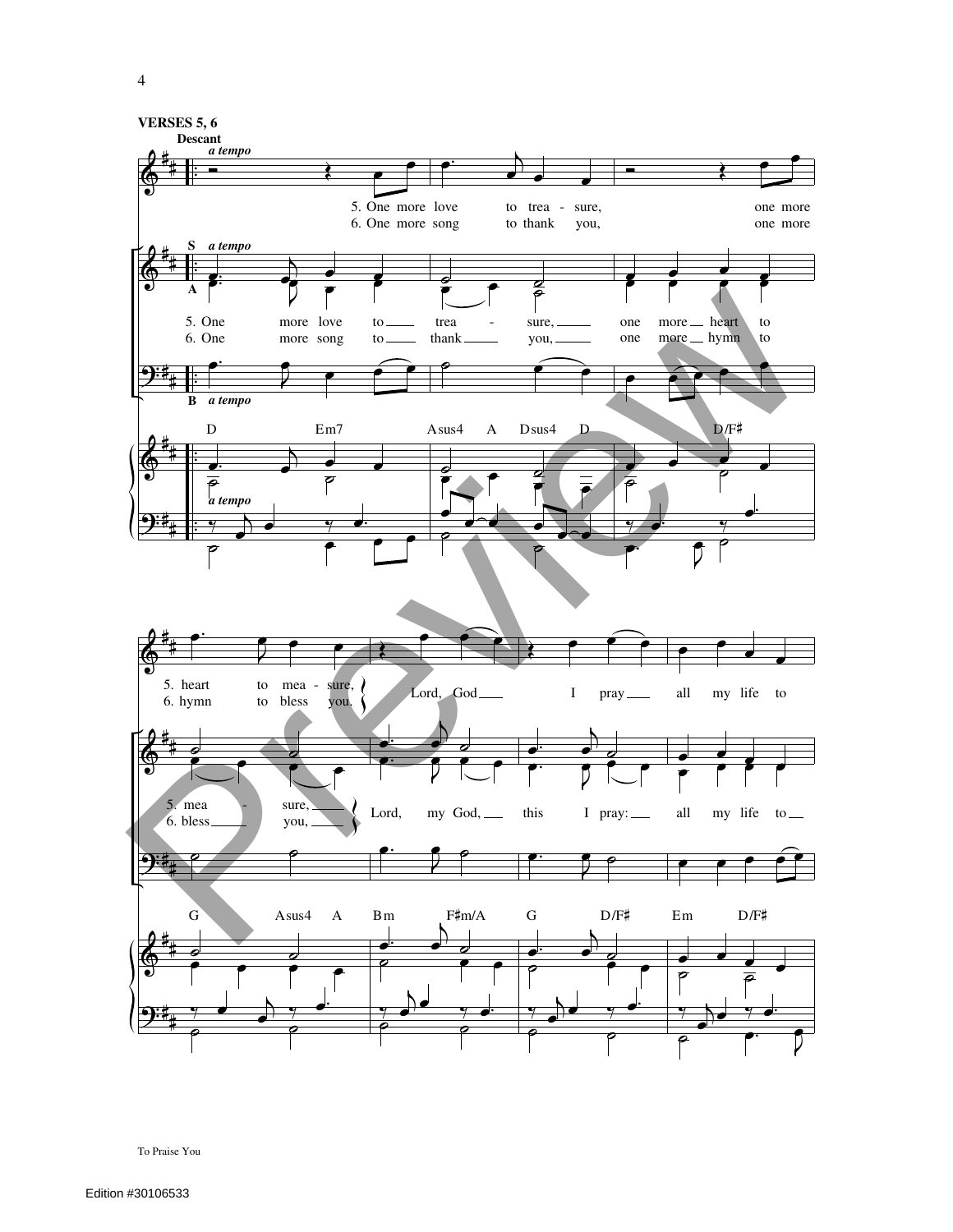**VERSES 5, 6**

Descant *a tempo*

5. One more love to trea - sure, one more heart to mea - sure, Lord, God I pray all my life to
6. One more song to thank you, one more hymn to bless you.

S *a tempo*
A

5. One more love to trea - sure, one more heart to mea - sure, Lord, my God, this I pray: all my life to
6. One more song to thank you, one more hymn to bless you,

B *a tempo*

D Em7 Asus4 A Dsus4 D D/F♯ G Asus4 A Bm F♯m/A G D/F♯ Em D/F♯

To Praise You

Edition #30106533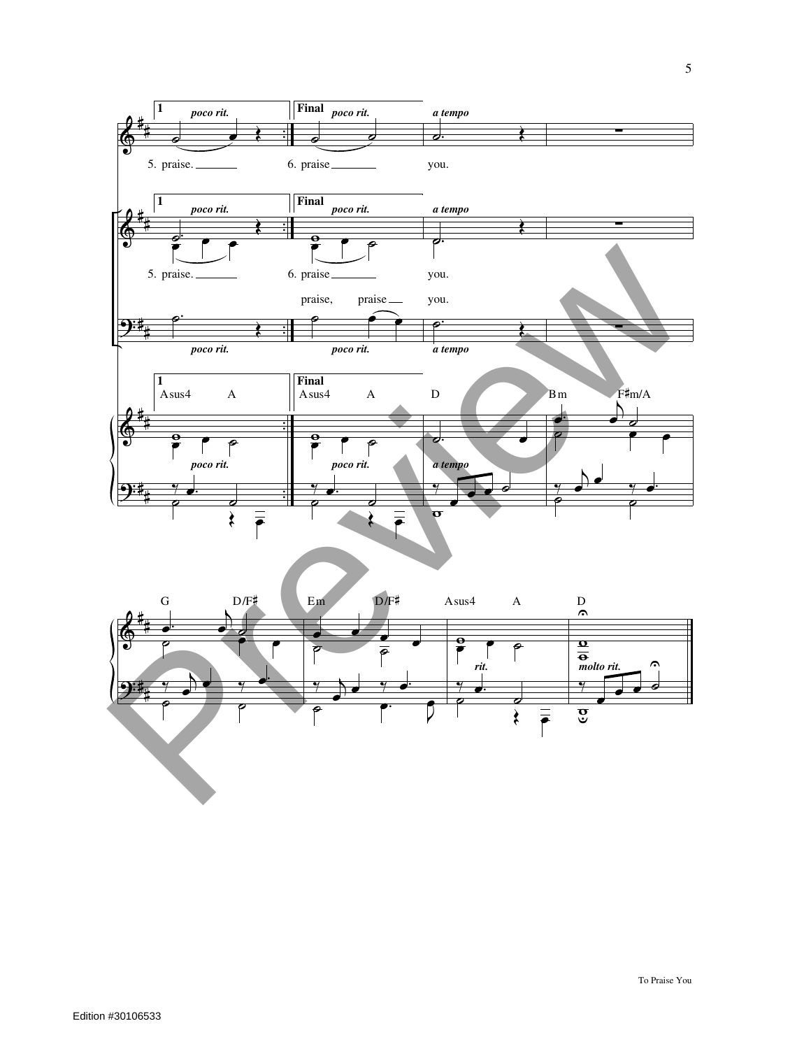1 *poco rit.* | Final *poco rit.* | *a tempo*

5. praise. 6. praise you.

1 *poco rit.* | Final *poco rit.* | *a tempo*

5. praise. 6. praise you.

praise, praise you.

*poco rit.* *poco rit.* *a tempo*

1 Asus4 A | Final Asus4 A | D | Bm F♯m/A

*poco rit.* *poco rit.* *a tempo*

G D/F♯ | Em D/F♯ | Asus4 A | D

*rit.* *molto rit.*

To Praise You

Edition #30106533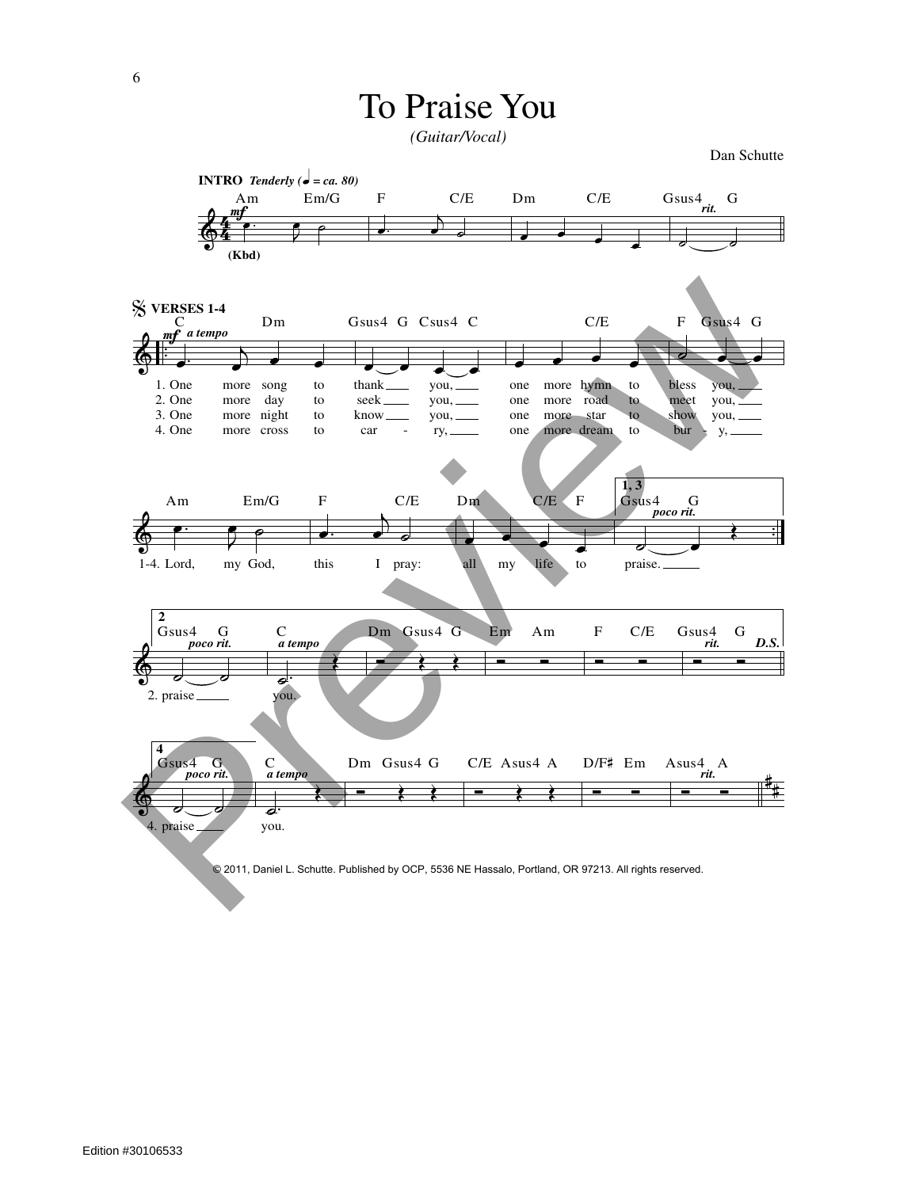# To Praise You

*(Guitar/Vocal)*

Dan Schutte

**INTRO** *Tenderly (♩ = ca. 80)*

Am  Em/G  F  C/E  Dm  C/E  Gsus4  G

**VERSES 1-4**

C  Dm  Gsus4  G  Csus4  C  C/E  F  Gsus4  G

1. One more song to thank you, one more hymn to bless you,
2. One more day to seek you, one more road to meet you,
3. One more night to know you, one more star to show you,
4. One more cross to carry, one more dream to bury,

Am  Em/G  F  C/E  Dm  C/E  F

1-4. Lord, my God, this I pray: all my life to

**1, 3**

Gsus4  G

praise.

**2**

Gsus4  G  C  Dm  Gsus4  G  Em  Am  F  C/E  Gsus4  G  *D.S.*

2. praise you.

**4**

Gsus4  G  C  Dm  Gsus4  G  C/E  Asus4  A  D/F♯  Em  Asus4  A

4. praise you.

© 2011, Daniel L. Schutte. Published by OCP, 5536 NE Hassalo, Portland, OR 97213. All rights reserved.

Edition #30106533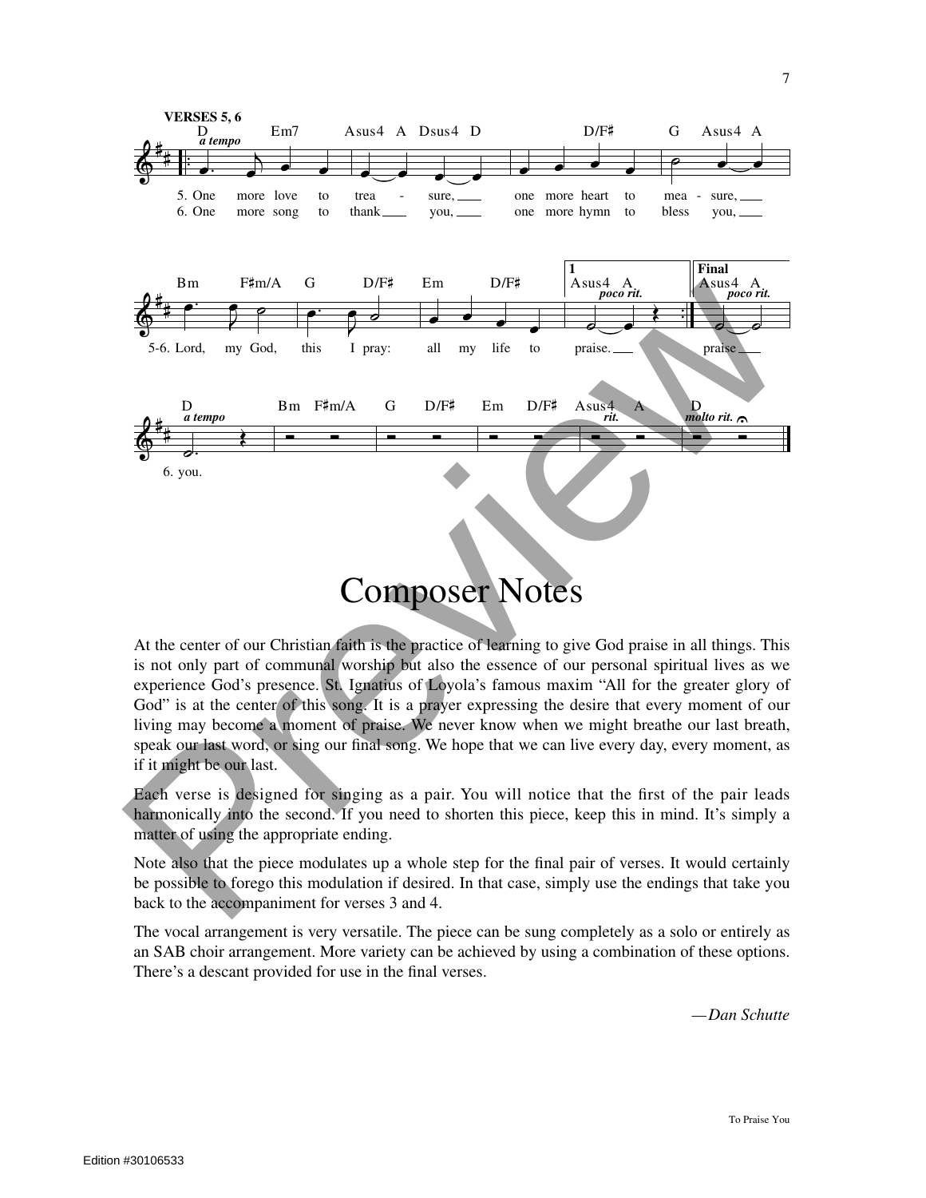# Composer Notes

At the center of our Christian faith is the practice of learning to give God praise in all things. This is not only part of communal worship but also the essence of our personal spiritual lives as we experience God's presence. St. Ignatius of Loyola's famous maxim "All for the greater glory of God" is at the center of this song. It is a prayer expressing the desire that every moment of our living may become a moment of praise. We never know when we might breathe our last breath, speak our last word, or sing our final song. We hope that we can live every day, every moment, as if it might be our last.

Each verse is designed for singing as a pair. You will notice that the first of the pair leads harmonically into the second. If you need to shorten this piece, keep this in mind. It's simply a matter of using the appropriate ending.

Note also that the piece modulates up a whole step for the final pair of verses. It would certainly be possible to forego this modulation if desired. In that case, simply use the endings that take you back to the accompaniment for verses 3 and 4.

The vocal arrangement is very versatile. The piece can be sung completely as a solo or entirely as an SAB choir arrangement. More variety can be achieved by using a combination of these options. There's a descant provided for use in the final verses.

*—Dan Schutte*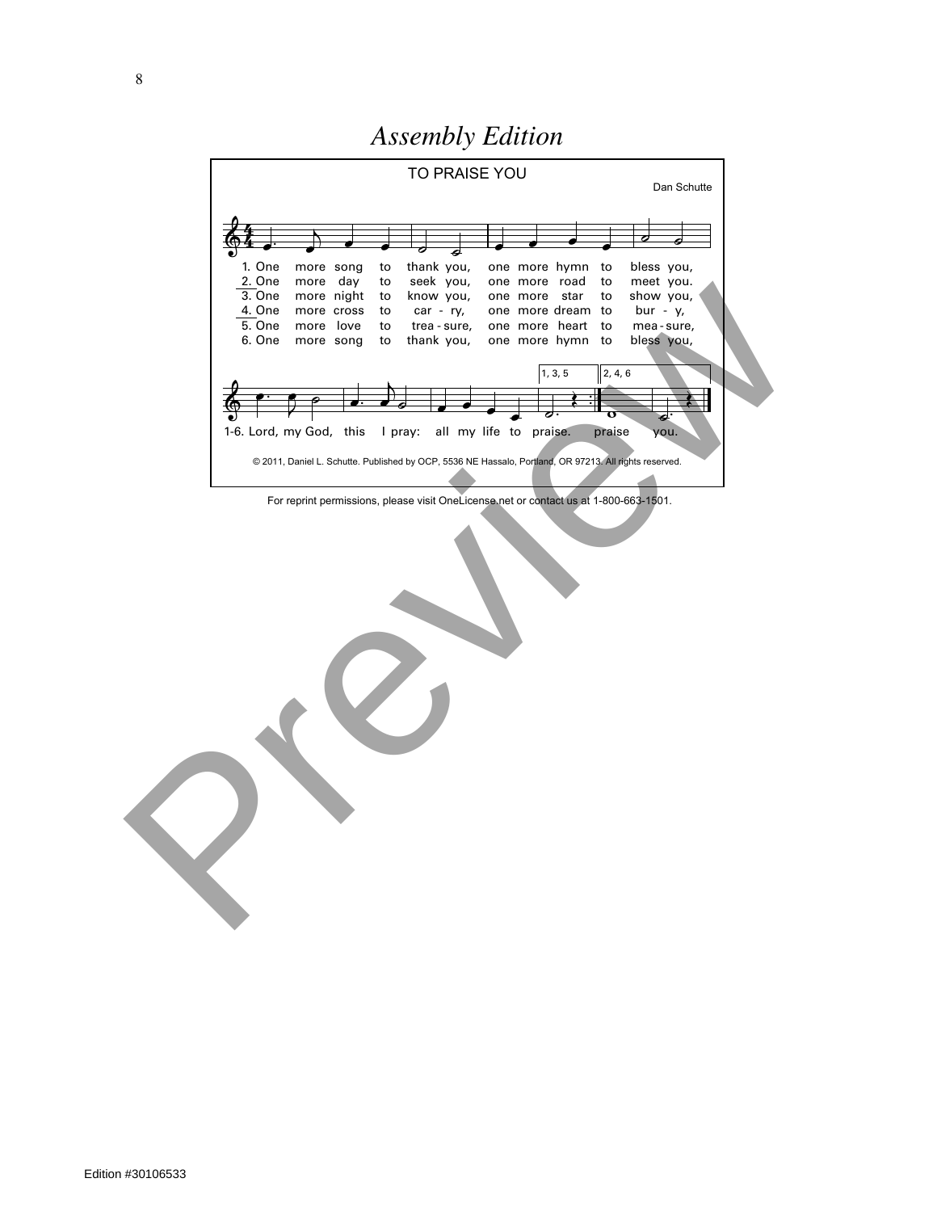*Assembly Edition*

TO PRAISE YOU

Dan Schutte

1. One more song to thank you, one more hymn to bless you,
2. One more day to seek you, one more road to meet you.
3. One more night to know you, one more star to show you,
4. One more cross to car - ry, one more dream to bur - y,
5. One more love to trea - sure, one more heart to mea - sure,
6. One more song to thank you, one more hymn to bless you,

1, 3, 5 | 2, 4, 6

1-6. Lord, my God, this I pray: all my life to praise. praise you.

© 2011, Daniel L. Schutte. Published by OCP, 5536 NE Hassalo, Portland, OR 97213. All rights reserved.

For reprint permissions, please visit OneLicense.net or contact us at 1-800-663-1501.

Edition #30106533